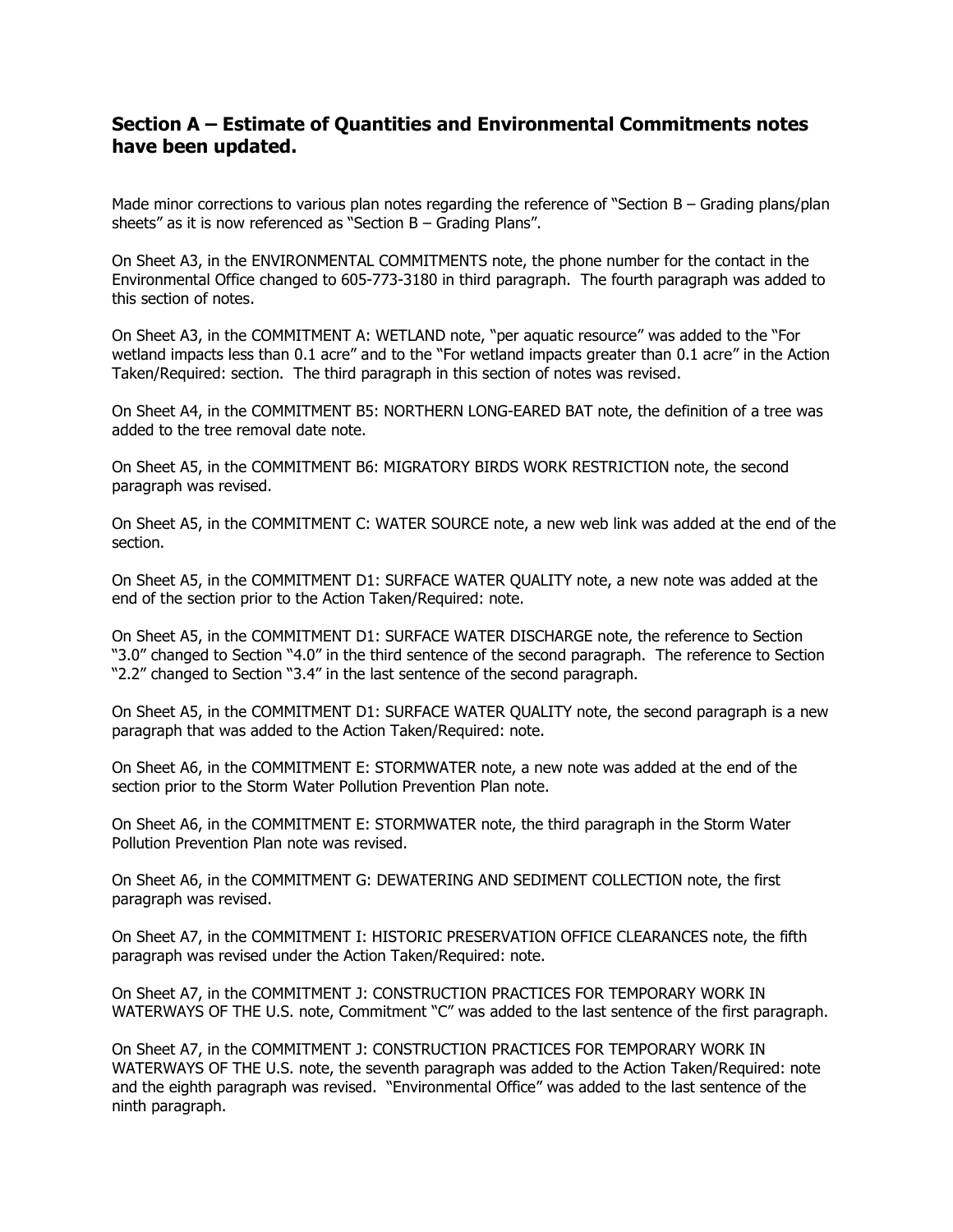## Section A – Estimate of Quantities and Environmental Commitments notes have been updated.

Made minor corrections to various plan notes regarding the reference of "Section B – Grading plans/plan sheets" as it is now referenced as "Section B – Grading Plans".

On Sheet A3, in the ENVIRONMENTAL COMMITMENTS note, the phone number for the contact in the Environmental Office changed to 605-773-3180 in third paragraph. The fourth paragraph was added to this section of notes.

On Sheet A3, in the COMMITMENT A: WETLAND note, "per aquatic resource" was added to the "For wetland impacts less than 0.1 acre" and to the "For wetland impacts greater than 0.1 acre" in the Action Taken/Required: section. The third paragraph in this section of notes was revised.

On Sheet A4, in the COMMITMENT B5: NORTHERN LONG-EARED BAT note, the definition of a tree was added to the tree removal date note.

On Sheet A5, in the COMMITMENT B6: MIGRATORY BIRDS WORK RESTRICTION note, the second paragraph was revised.

On Sheet A5, in the COMMITMENT C: WATER SOURCE note, a new web link was added at the end of the section.

On Sheet A5, in the COMMITMENT D1: SURFACE WATER QUALITY note, a new note was added at the end of the section prior to the Action Taken/Required: note.

On Sheet A5, in the COMMITMENT D1: SURFACE WATER DISCHARGE note, the reference to Section "3.0" changed to Section "4.0" in the third sentence of the second paragraph. The reference to Section "2.2" changed to Section "3.4" in the last sentence of the second paragraph.

On Sheet A5, in the COMMITMENT D1: SURFACE WATER QUALITY note, the second paragraph is a new paragraph that was added to the Action Taken/Required: note.

On Sheet A6, in the COMMITMENT E: STORMWATER note, a new note was added at the end of the section prior to the Storm Water Pollution Prevention Plan note.

On Sheet A6, in the COMMITMENT E: STORMWATER note, the third paragraph in the Storm Water Pollution Prevention Plan note was revised.

On Sheet A6, in the COMMITMENT G: DEWATERING AND SEDIMENT COLLECTION note, the first paragraph was revised.

On Sheet A7, in the COMMITMENT I: HISTORIC PRESERVATION OFFICE CLEARANCES note, the fifth paragraph was revised under the Action Taken/Required: note.

On Sheet A7, in the COMMITMENT J: CONSTRUCTION PRACTICES FOR TEMPORARY WORK IN WATERWAYS OF THE U.S. note, Commitment "C" was added to the last sentence of the first paragraph.

On Sheet A7, in the COMMITMENT J: CONSTRUCTION PRACTICES FOR TEMPORARY WORK IN WATERWAYS OF THE U.S. note, the seventh paragraph was added to the Action Taken/Required: note and the eighth paragraph was revised. "Environmental Office" was added to the last sentence of the ninth paragraph.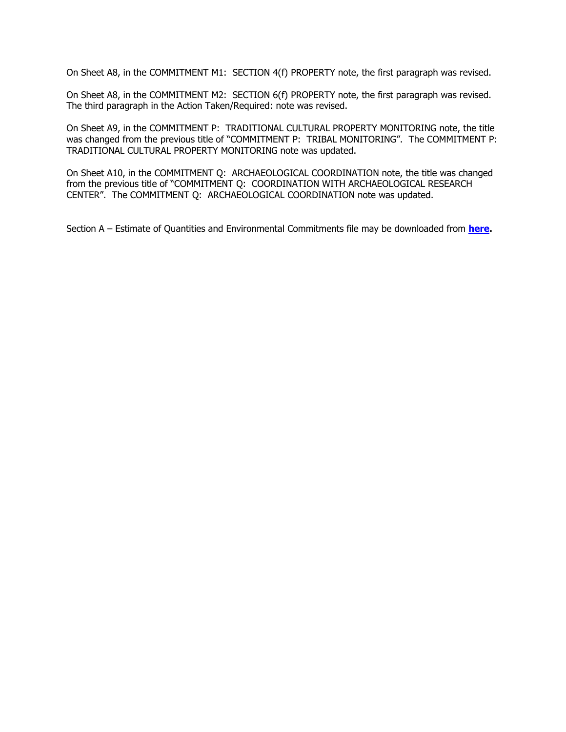On Sheet A8, in the COMMITMENT M1: SECTION 4(f) PROPERTY note, the first paragraph was revised.

On Sheet A8, in the COMMITMENT M2: SECTION 6(f) PROPERTY note, the first paragraph was revised. The third paragraph in the Action Taken/Required: note was revised.

On Sheet A9, in the COMMITMENT P: TRADITIONAL CULTURAL PROPERTY MONITORING note, the title was changed from the previous title of "COMMITMENT P: TRIBAL MONITORING". The COMMITMENT P: TRADITIONAL CULTURAL PROPERTY MONITORING note was updated.

On Sheet A10, in the COMMITMENT Q: ARCHAEOLOGICAL COORDINATION note, the title was changed from the previous title of "COMMITMENT Q: COORDINATION WITH ARCHAEOLOGICAL RESEARCH CENTER". The COMMITMENT Q: ARCHAEOLOGICAL COORDINATION note was updated.

Section A – Estimate of Quantities and Environmental Commitments file may be downloaded from **here**.